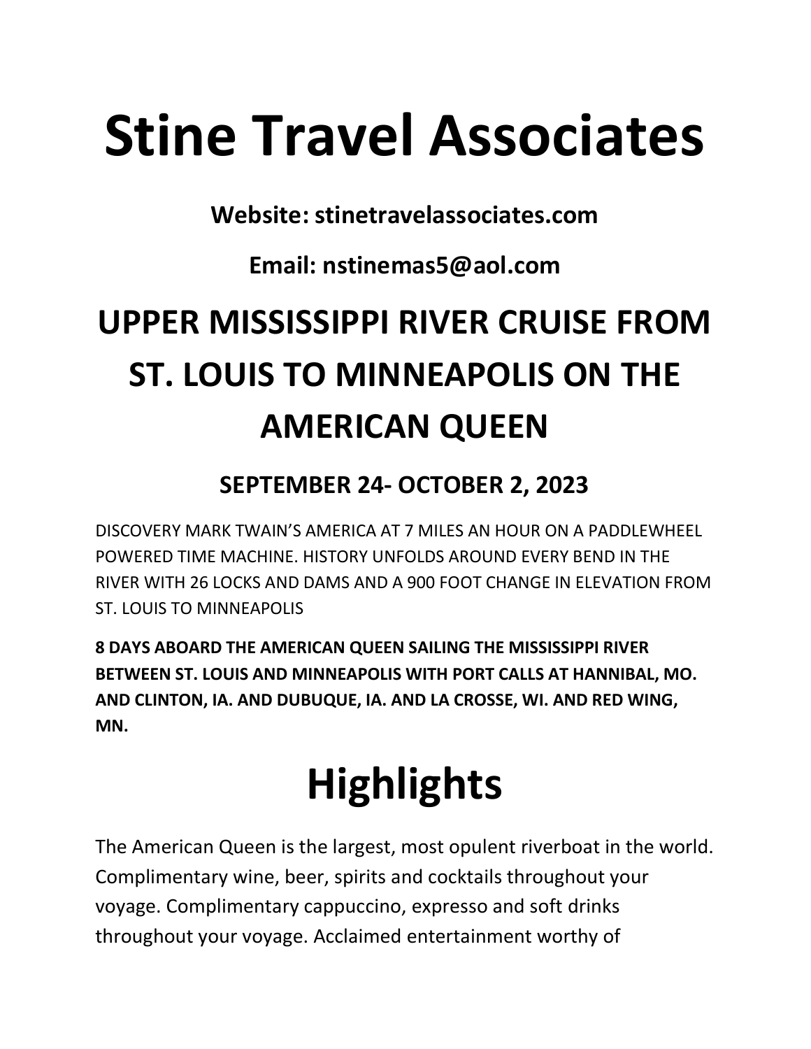# Stine Travel Associates

**Website: stinetravelassociates.com**

**Email: nstinemas5@aol.com**

## UPPER MISSISSIPPI RIVER CRUISE FROM ST. LOUIS TO MINNEAPOLIS ON THE AMERICAN QUEEN

### SEPTEMBER 24- OCTOBER 2, 2023

DISCOVERY MARK TWAIN'S AMERICA AT 7 MILES AN HOUR ON A PADDLEWHEEL POWERED TIME MACHINE. HISTORY UNFOLDS AROUND EVERY BEND IN THE RIVER WITH 26 LOCKS AND DAMS AND A 900 FOOT CHANGE IN ELEVATION FROM ST. LOUIS TO MINNEAPOLIS

**8 DAYS ABOARD THE AMERICAN QUEEN SAILING THE MISSISSIPPI RIVER BETWEEN ST. LOUIS AND MINNEAPOLIS WITH PORT CALLS AT HANNIBAL, MO. AND CLINTON, IA. AND DUBUQUE, IA. AND LA CROSSE, WI. AND RED WING, MN.**

# Highlights

The American Queen is the largest, most opulent riverboat in the world. Complimentary wine, beer, spirits and cocktails throughout your voyage. Complimentary cappuccino, expresso and soft drinks throughout your voyage. Acclaimed entertainment worthy of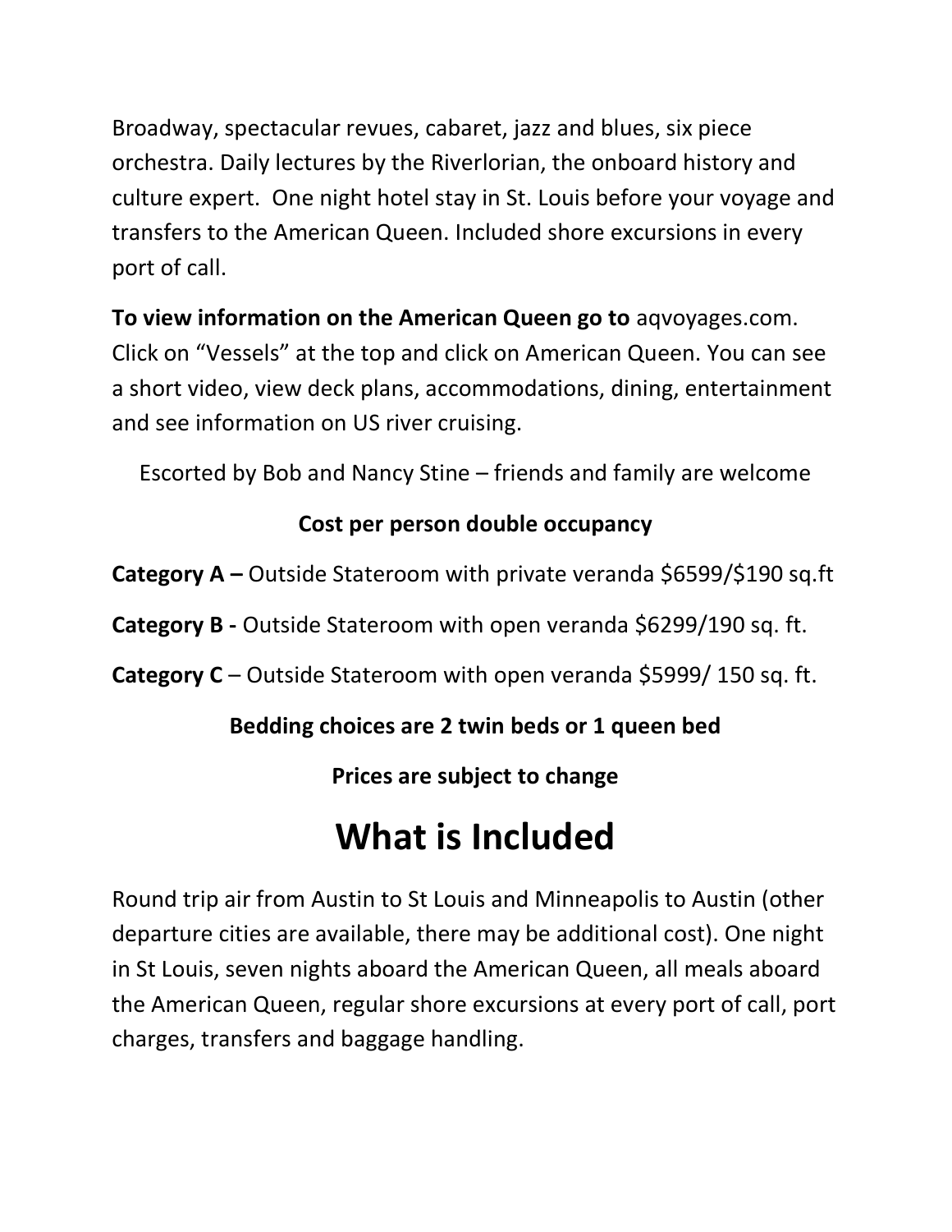Broadway, spectacular revues, cabaret, jazz and blues, six piece orchestra. Daily lectures by the Riverlorian, the onboard history and culture expert. One night hotel stay in St. Louis before your voyage and transfers to the American Queen. Included shore excursions in every port of call.

**To view information on the American Queen go to** aqvoyages.com. Click on "Vessels" at the top and click on American Queen. You can see a short video, view deck plans, accommodations, dining, entertainment and see information on US river cruising.

Escorted by Bob and Nancy Stine – friends and family are welcome

**Cost per person double occupancy**

**Category A –** Outside Stateroom with private veranda $6599/$190 sq.ft

**Category B -** Outside Stateroom with open veranda $6299/190 sq. ft.

**Category C** – Outside Stateroom with open veranda $5999/ 150 sq. ft.

**Bedding choices are 2 twin beds or 1 queen bed**

**Prices are subject to change**

# What is Included

Round trip air from Austin to St Louis and Minneapolis to Austin (other departure cities are available, there may be additional cost). One night in St Louis, seven nights aboard the American Queen, all meals aboard the American Queen, regular shore excursions at every port of call, port charges, transfers and baggage handling.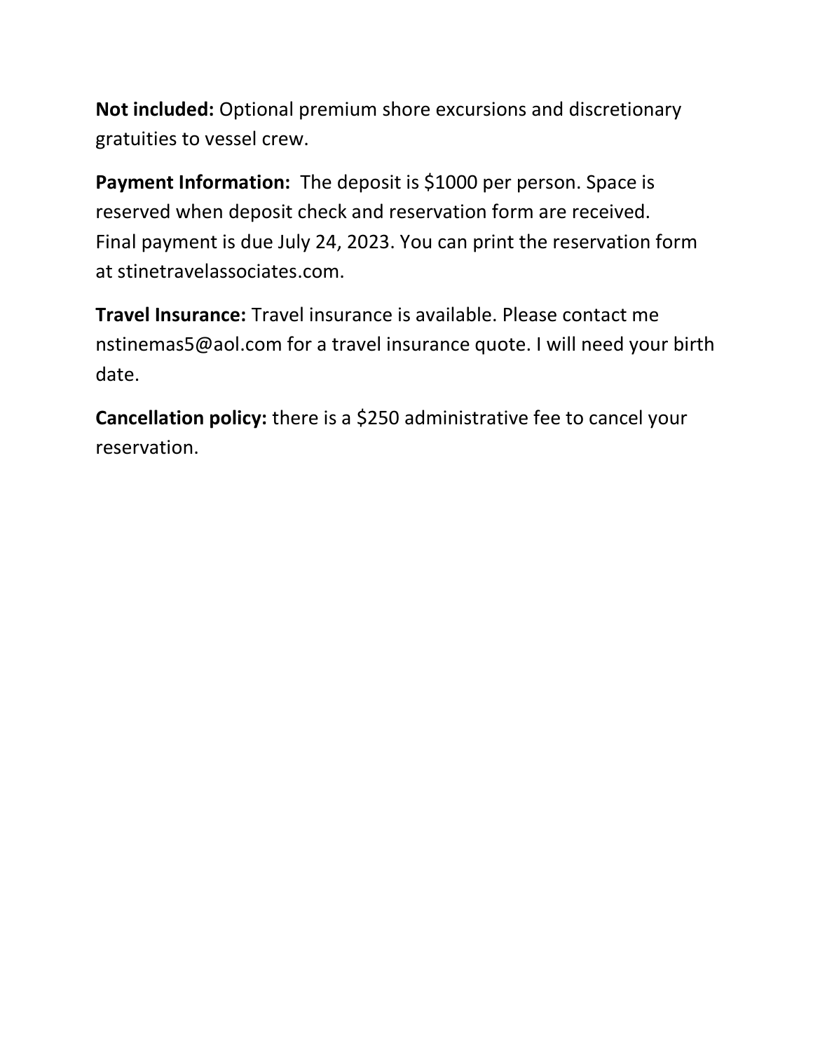**Not included:** Optional premium shore excursions and discretionary gratuities to vessel crew.

**Payment Information:** The deposit is $1000 per person. Space is reserved when deposit check and reservation form are received. Final payment is due July 24, 2023. You can print the reservation form at stinetravelassociates.com.

**Travel Insurance:** Travel insurance is available. Please contact me nstinemas5@aol.com for a travel insurance quote. I will need your birth date.

**Cancellation policy:** there is a $250 administrative fee to cancel your reservation.